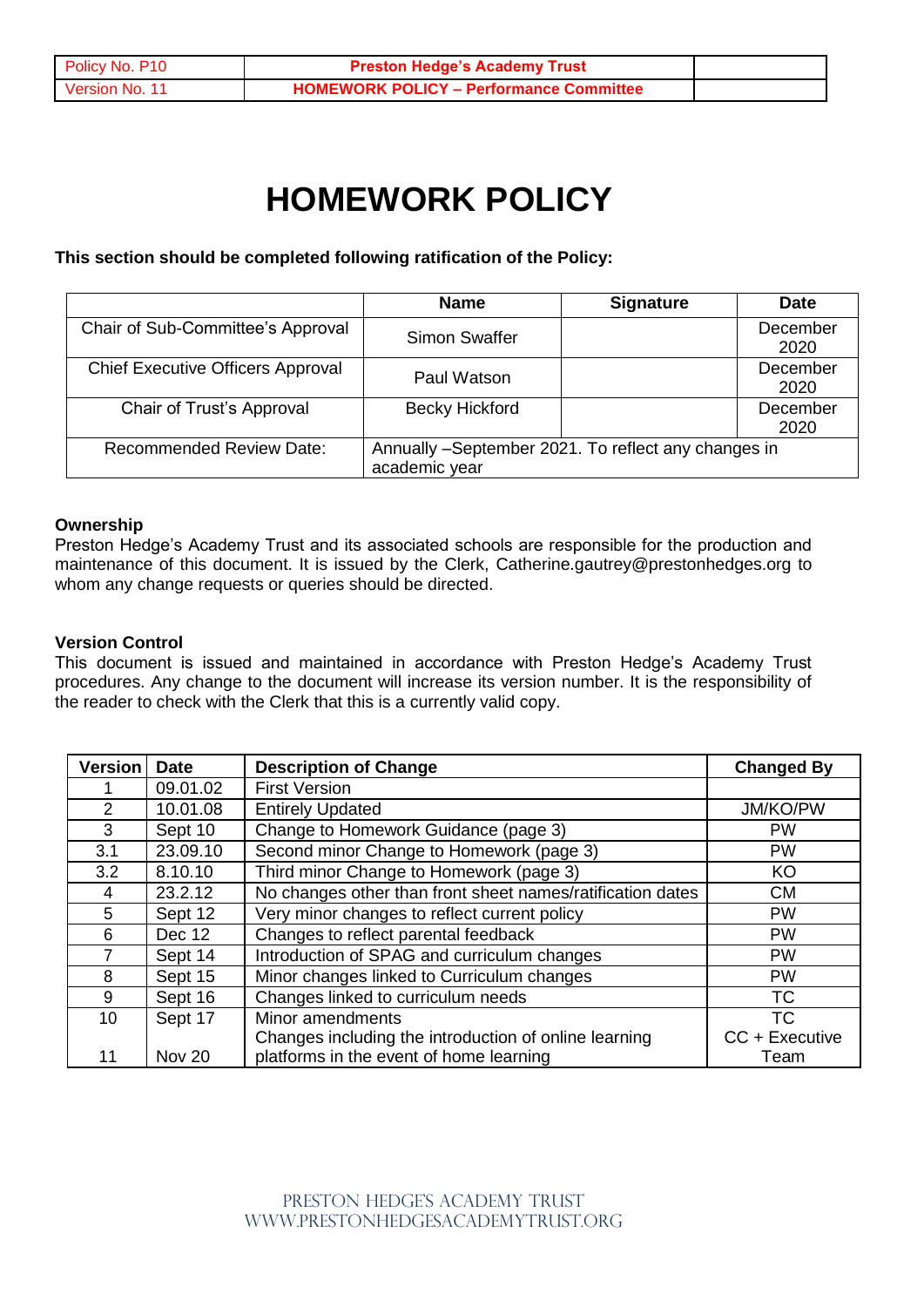| Policy No. P10 | Preston Hedge's Academy Trust | |
|---|---|---|
| Version No. 11 | HOMEWORK POLICY – Performance Committee | |

# HOMEWORK POLICY

**This section should be completed following ratification of the Policy:**

| | Name | Signature | Date |
|---|---|---|---|
| Chair of Sub-Committee's Approval | Simon Swaffer | | December 2020 |
| Chief Executive Officers Approval | Paul Watson | | December 2020 |
| Chair of Trust's Approval | Becky Hickford | | December 2020 |
| Recommended Review Date: | Annually –September 2021. To reflect any changes in academic year | | |

**Ownership**
Preston Hedge's Academy Trust and its associated schools are responsible for the production and maintenance of this document. It is issued by the Clerk, Catherine.gautrey@prestonhedges.org to whom any change requests or queries should be directed.

**Version Control**
This document is issued and maintained in accordance with Preston Hedge's Academy Trust procedures. Any change to the document will increase its version number. It is the responsibility of the reader to check with the Clerk that this is a currently valid copy.

| Version | Date | Description of Change | Changed By |
|---|---|---|---|
| 1 | 09.01.02 | First Version | |
| 2 | 10.01.08 | Entirely Updated | JM/KO/PW |
| 3 | Sept 10 | Change to Homework Guidance (page 3) | PW |
| 3.1 | 23.09.10 | Second minor Change to Homework (page 3) | PW |
| 3.2 | 8.10.10 | Third minor Change to Homework (page 3) | KO |
| 4 | 23.2.12 | No changes other than front sheet names/ratification dates | CM |
| 5 | Sept 12 | Very minor changes to reflect current policy | PW |
| 6 | Dec 12 | Changes to reflect parental feedback | PW |
| 7 | Sept 14 | Introduction of SPAG and curriculum changes | PW |
| 8 | Sept 15 | Minor changes linked to Curriculum changes | PW |
| 9 | Sept 16 | Changes linked to curriculum needs | TC |
| 10 | Sept 17 | Minor amendments | TC |
| 11 | Nov 20 | Changes including the introduction of online learning platforms in the event of home learning | CC + Executive Team |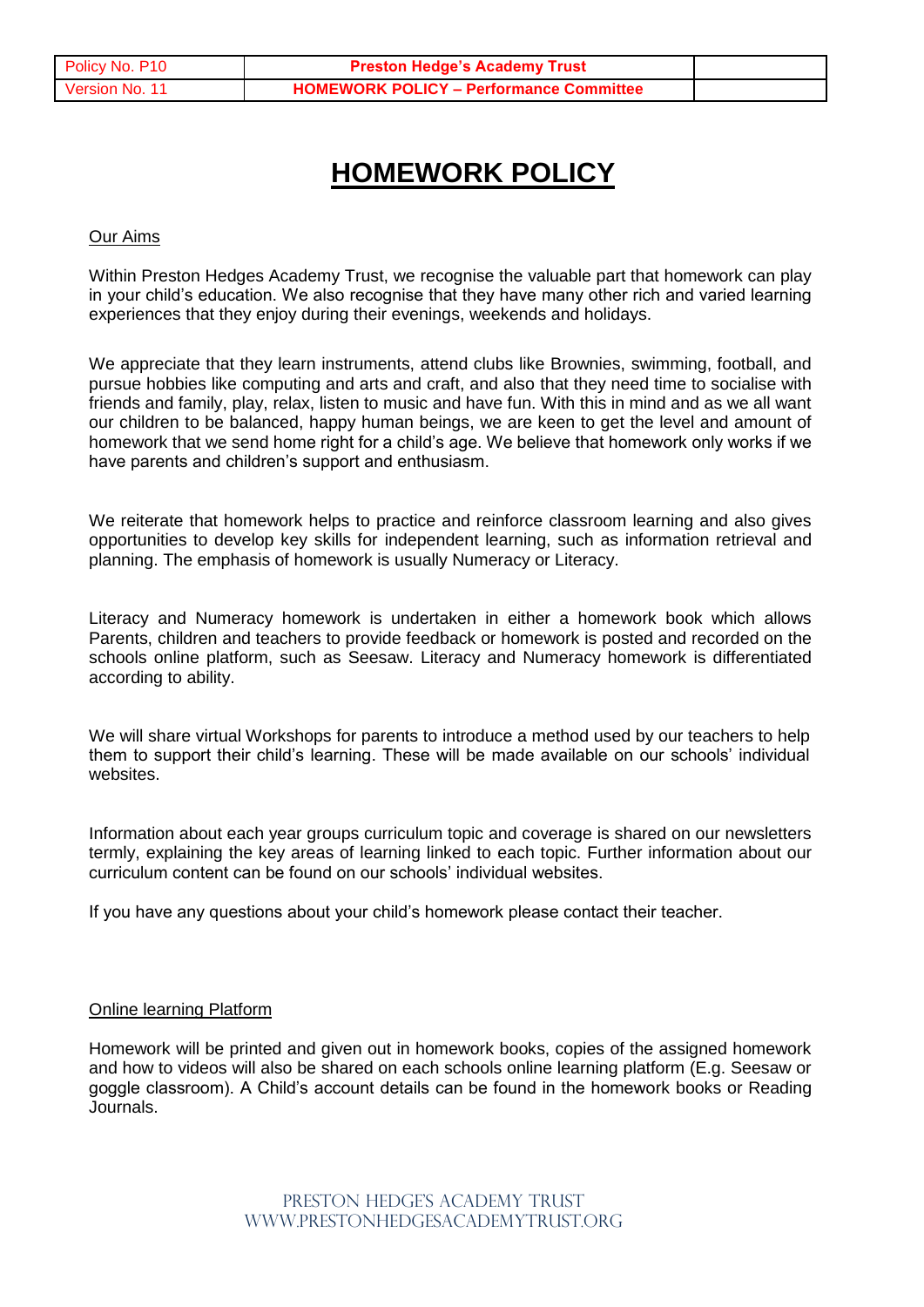# HOMEWORK POLICY

Our Aims

Within Preston Hedges Academy Trust, we recognise the valuable part that homework can play in your child's education. We also recognise that they have many other rich and varied learning experiences that they enjoy during their evenings, weekends and holidays.

We appreciate that they learn instruments, attend clubs like Brownies, swimming, football, and pursue hobbies like computing and arts and craft, and also that they need time to socialise with friends and family, play, relax, listen to music and have fun. With this in mind and as we all want our children to be balanced, happy human beings, we are keen to get the level and amount of homework that we send home right for a child's age. We believe that homework only works if we have parents and children's support and enthusiasm.

We reiterate that homework helps to practice and reinforce classroom learning and also gives opportunities to develop key skills for independent learning, such as information retrieval and planning. The emphasis of homework is usually Numeracy or Literacy.

Literacy and Numeracy homework is undertaken in either a homework book which allows Parents, children and teachers to provide feedback or homework is posted and recorded on the schools online platform, such as Seesaw. Literacy and Numeracy homework is differentiated according to ability.

We will share virtual Workshops for parents to introduce a method used by our teachers to help them to support their child's learning. These will be made available on our schools' individual websites.

Information about each year groups curriculum topic and coverage is shared on our newsletters termly, explaining the key areas of learning linked to each topic. Further information about our curriculum content can be found on our schools' individual websites.

If you have any questions about your child's homework please contact their teacher.

Online learning Platform

Homework will be printed and given out in homework books, copies of the assigned homework and how to videos will also be shared on each schools online learning platform (E.g. Seesaw or goggle classroom). A Child's account details can be found in the homework books or Reading Journals.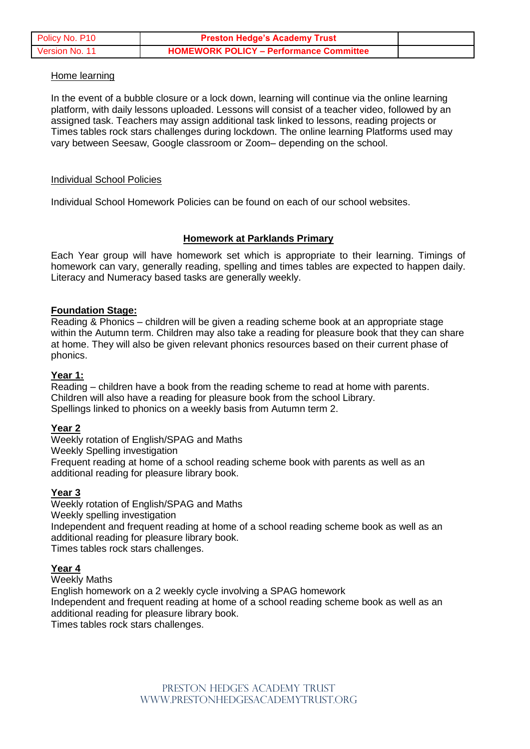Home learning

In the event of a bubble closure or a lock down, learning will continue via the online learning platform, with daily lessons uploaded. Lessons will consist of a teacher video, followed by an assigned task. Teachers may assign additional task linked to lessons, reading projects or Times tables rock stars challenges during lockdown. The online learning Platforms used may vary between Seesaw, Google classroom or Zoom– depending on the school.

Individual School Policies

Individual School Homework Policies can be found on each of our school websites.

## Homework at Parklands Primary

Each Year group will have homework set which is appropriate to their learning. Timings of homework can vary, generally reading, spelling and times tables are expected to happen daily. Literacy and Numeracy based tasks are generally weekly.

**Foundation Stage:**

Reading & Phonics – children will be given a reading scheme book at an appropriate stage within the Autumn term. Children may also take a reading for pleasure book that they can share at home. They will also be given relevant phonics resources based on their current phase of phonics.

**Year 1:**

Reading – children have a book from the reading scheme to read at home with parents.
Children will also have a reading for pleasure book from the school Library.
Spellings linked to phonics on a weekly basis from Autumn term 2.

**Year 2**

Weekly rotation of English/SPAG and Maths
Weekly Spelling investigation
Frequent reading at home of a school reading scheme book with parents as well as an additional reading for pleasure library book.

**Year 3**

Weekly rotation of English/SPAG and Maths
Weekly spelling investigation
Independent and frequent reading at home of a school reading scheme book as well as an additional reading for pleasure library book.
Times tables rock stars challenges.

**Year 4**

Weekly Maths
English homework on a 2 weekly cycle involving a SPAG homework
Independent and frequent reading at home of a school reading scheme book as well as an additional reading for pleasure library book.
Times tables rock stars challenges.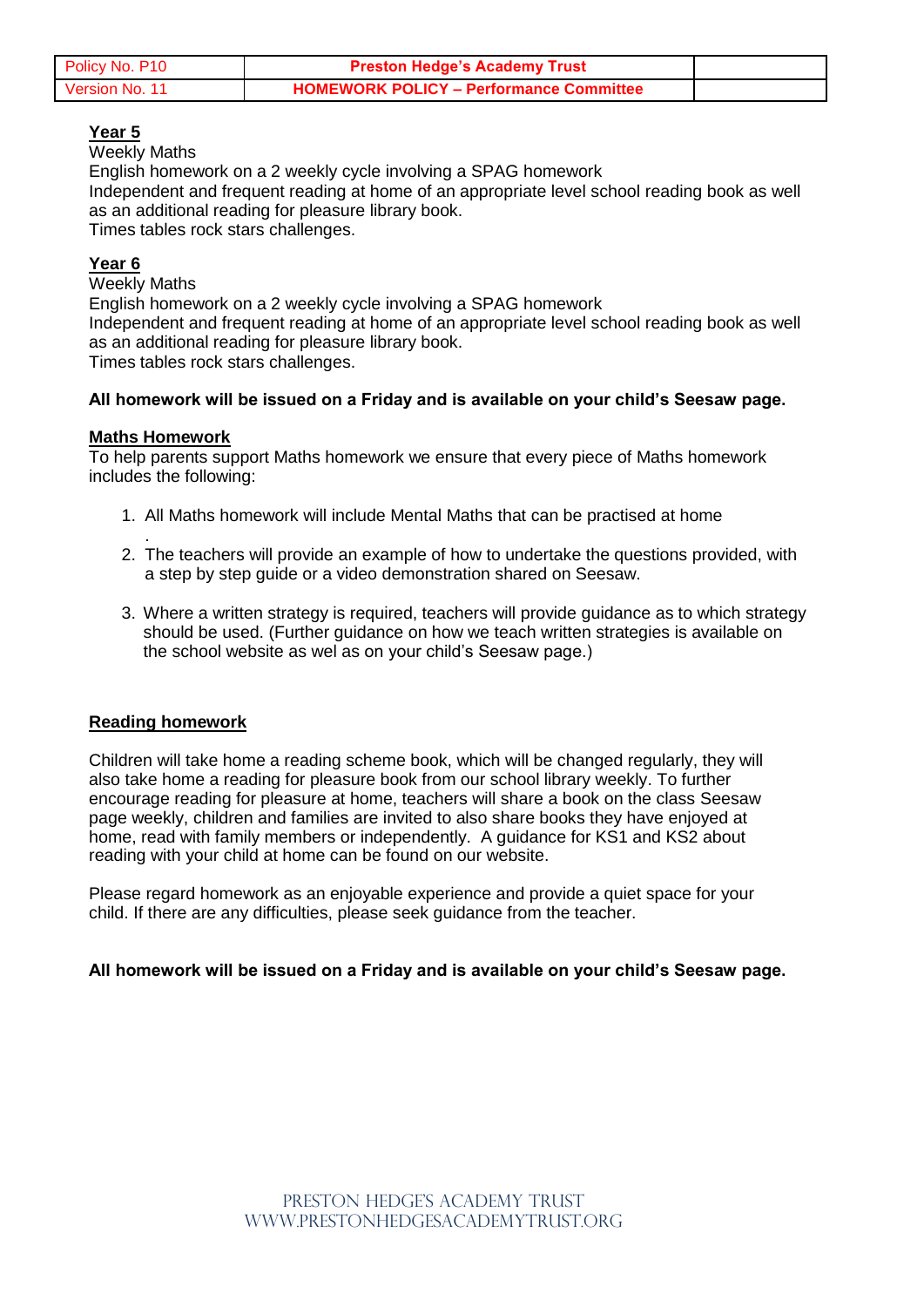## Year 5

Weekly Maths
English homework on a 2 weekly cycle involving a SPAG homework
Independent and frequent reading at home of an appropriate level school reading book as well as an additional reading for pleasure library book.
Times tables rock stars challenges.

## Year 6

Weekly Maths
English homework on a 2 weekly cycle involving a SPAG homework
Independent and frequent reading at home of an appropriate level school reading book as well as an additional reading for pleasure library book.
Times tables rock stars challenges.

**All homework will be issued on a Friday and is available on your child's Seesaw page.**

## Maths Homework

To help parents support Maths homework we ensure that every piece of Maths homework includes the following:

1. All Maths homework will include Mental Maths that can be practised at home
.
2. The teachers will provide an example of how to undertake the questions provided, with a step by step guide or a video demonstration shared on Seesaw.
3. Where a written strategy is required, teachers will provide guidance as to which strategy should be used. (Further guidance on how we teach written strategies is available on the school website as wel as on your child's Seesaw page.)

## Reading homework

Children will take home a reading scheme book, which will be changed regularly, they will also take home a reading for pleasure book from our school library weekly. To further encourage reading for pleasure at home, teachers will share a book on the class Seesaw page weekly, children and families are invited to also share books they have enjoyed at home, read with family members or independently. A guidance for KS1 and KS2 about reading with your child at home can be found on our website.

Please regard homework as an enjoyable experience and provide a quiet space for your child. If there are any difficulties, please seek guidance from the teacher.

**All homework will be issued on a Friday and is available on your child's Seesaw page.**